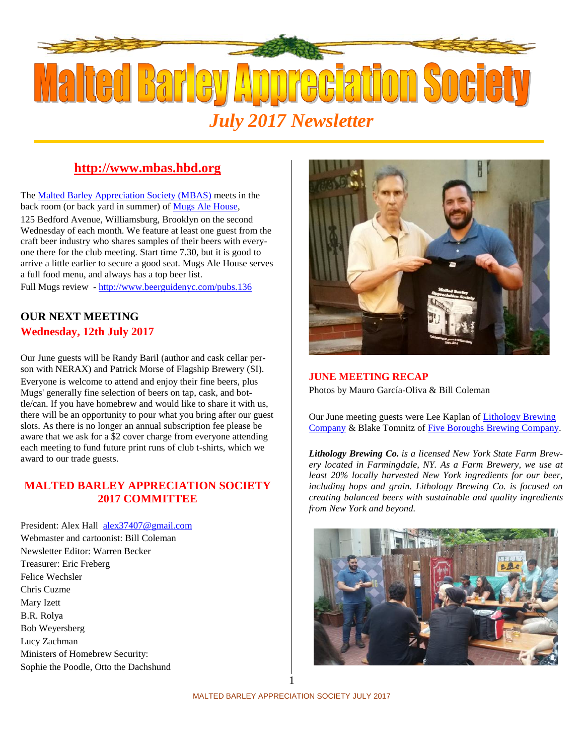# Malted Barley Appreciation Society

## *July 2017 Newsletter*

**http://www.mbas.hbd.org**

The Malted Barley Appreciation Society (MBAS) meets in the back room (or back yard in summer) of Mugs Ale House, 125 Bedford Avenue, Williamsburg, Brooklyn on the second Wednesday of each month. We feature at least one guest from the craft beer industry who shares samples of their beers with everyone there for the club meeting. Start time 7.30, but it is good to arrive a little earlier to secure a good seat. Mugs Ale House serves a full food menu, and always has a top beer list.

Full Mugs review - http://www.beerguidenyc.com/pubs.136

### OUR NEXT MEETING

**Wednesday, 12th July 2017**

Our June guests will be Randy Baril (author and cask cellar person with NERAX) and Patrick Morse of Flagship Brewery (SI). Everyone is welcome to attend and enjoy their fine beers, plus Mugs' generally fine selection of beers on tap, cask, and bottle/can. If you have homebrew and would like to share it with us, there will be an opportunity to pour what you bring after our guest slots. As there is no longer an annual subscription fee please be aware that we ask for a $2 cover charge from everyone attending each meeting to fund future print runs of club t-shirts, which we award to our trade guests.

### MALTED BARLEY APPRECIATION SOCIETY 2017 COMMITTEE

President: Alex Hall alex37407@gmail.com
Webmaster and cartoonist: Bill Coleman
Newsletter Editor: Warren Becker
Treasurer: Eric Freberg
Felice Wechsler
Chris Cuzme
Mary Izett
B.R. Rolya
Bob Weyersberg
Lucy Zachman
Ministers of Homebrew Security:
Sophie the Poodle, Otto the Dachshund

### JUNE MEETING RECAP

Photos by Mauro García-Oliva & Bill Coleman

Our June meeting guests were Lee Kaplan of Lithology Brewing Company & Blake Tomnitz of Five Boroughs Brewing Company.

***Lithology Brewing Co.*** *is a licensed New York State Farm Brewery located in Farmingdale, NY. As a Farm Brewery, we use at least 20% locally harvested New York ingredients for our beer, including hops and grain. Lithology Brewing Co. is focused on creating balanced beers with sustainable and quality ingredients from New York and beyond.*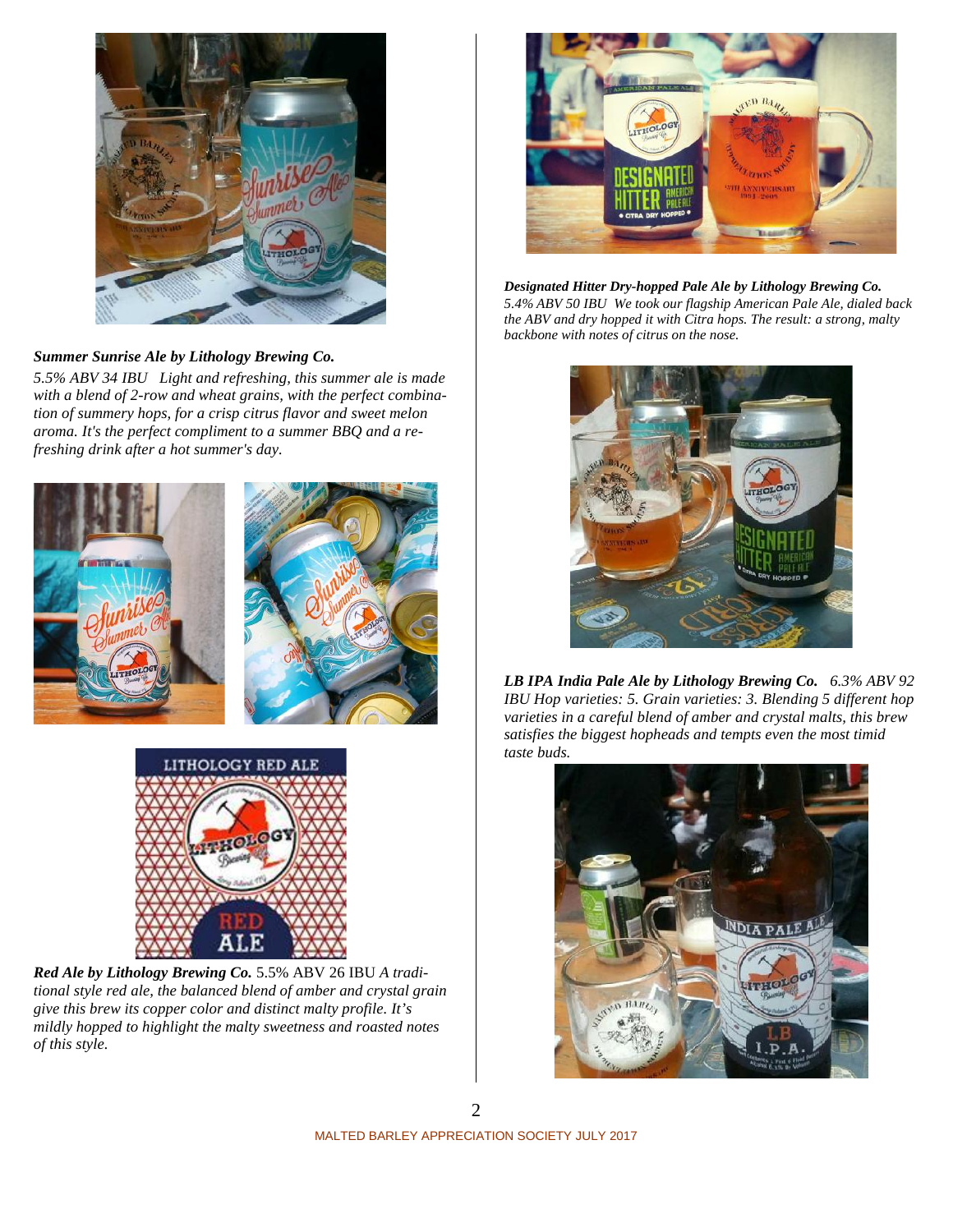***Summer Sunrise Ale by Lithology Brewing Co.***

*5.5% ABV 34 IBU Light and refreshing, this summer ale is made with a blend of 2-row and wheat grains, with the perfect combination of summery hops, for a crisp citrus flavor and sweet melon aroma. It's the perfect compliment to a summer BBQ and a refreshing drink after a hot summer's day.*

***Red Ale by Lithology Brewing Co.*** 5.5% ABV 26 IBU *A traditional style red ale, the balanced blend of amber and crystal grain give this brew its copper color and distinct malty profile. It's mildly hopped to highlight the malty sweetness and roasted notes of this style.*

***Designated Hitter Dry-hopped Pale Ale by Lithology Brewing Co.***

*5.4% ABV 50 IBU We took our flagship American Pale Ale, dialed back the ABV and dry hopped it with Citra hops. The result: a strong, malty backbone with notes of citrus on the nose.*

***LB IPA India Pale Ale by Lithology Brewing Co.*** *6.3% ABV 92 IBU Hop varieties: 5. Grain varieties: 3. Blending 5 different hop varieties in a careful blend of amber and crystal malts, this brew satisfies the biggest hopheads and tempts even the most timid taste buds.*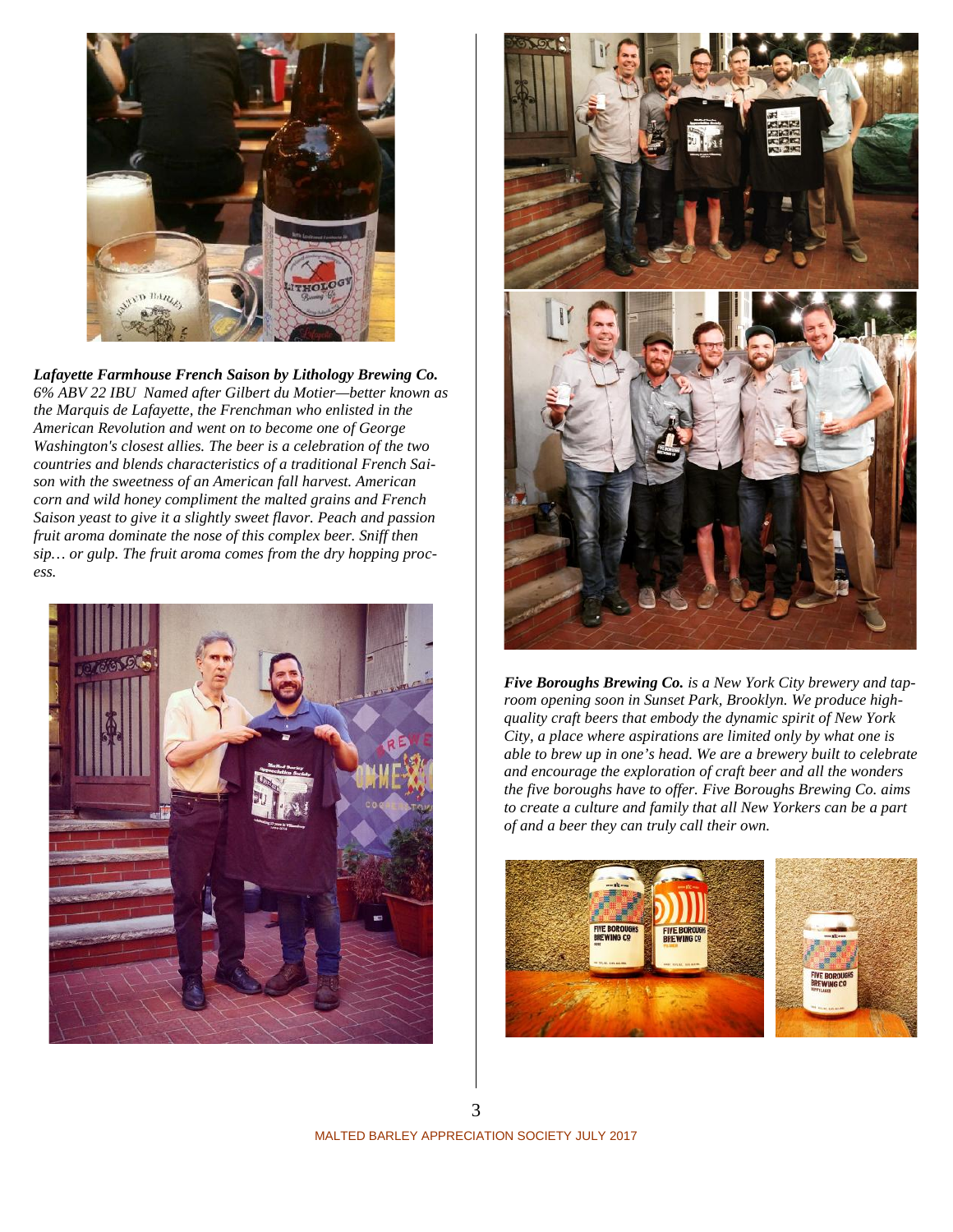***Lafayette Farmhouse French Saison by Lithology Brewing Co.*** *6% ABV 22 IBU Named after Gilbert du Motier—better known as the Marquis de Lafayette, the Frenchman who enlisted in the American Revolution and went on to become one of George Washington's closest allies. The beer is a celebration of the two countries and blends characteristics of a traditional French Saison with the sweetness of an American fall harvest. American corn and wild honey compliment the malted grains and French Saison yeast to give it a slightly sweet flavor. Peach and passion fruit aroma dominate the nose of this complex beer. Sniff then sip… or gulp. The fruit aroma comes from the dry hopping process.*

***Five Boroughs Brewing Co.*** *is a New York City brewery and taproom opening soon in Sunset Park, Brooklyn. We produce high-quality craft beers that embody the dynamic spirit of New York City, a place where aspirations are limited only by what one is able to brew up in one's head. We are a brewery built to celebrate and encourage the exploration of craft beer and all the wonders the five boroughs have to offer. Five Boroughs Brewing Co. aims to create a culture and family that all New Yorkers can be a part of and a beer they can truly call their own.*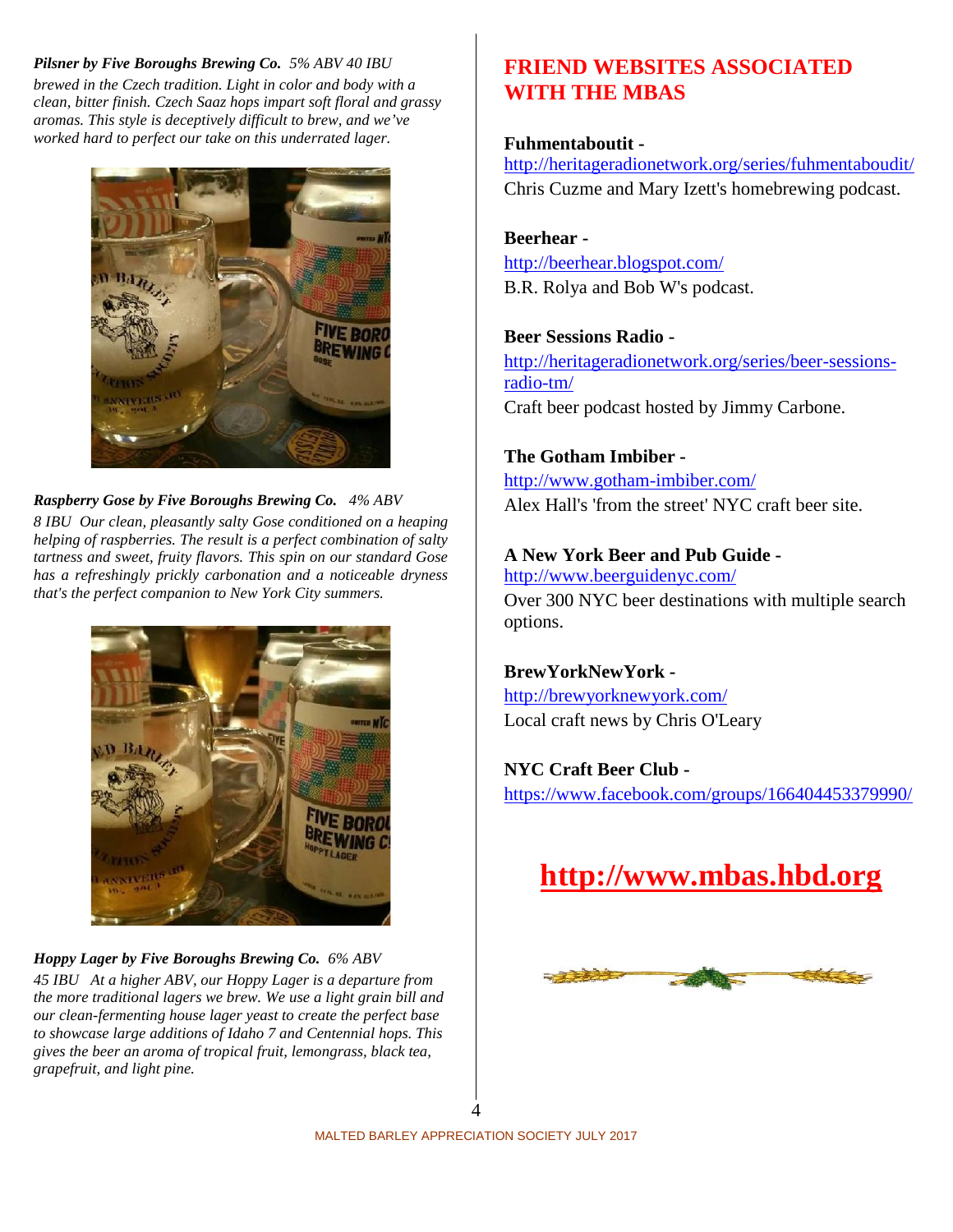***Pilsner by Five Boroughs Brewing Co.*** *5% ABV 40 IBU*
*brewed in the Czech tradition. Light in color and body with a clean, bitter finish. Czech Saaz hops impart soft floral and grassy aromas. This style is deceptively difficult to brew, and we've worked hard to perfect our take on this underrated lager.*

***Raspberry Gose by Five Boroughs Brewing Co.*** *4% ABV 8 IBU Our clean, pleasantly salty Gose conditioned on a heaping helping of raspberries. The result is a perfect combination of salty tartness and sweet, fruity flavors. This spin on our standard Gose has a refreshingly prickly carbonation and a noticeable dryness that's the perfect companion to New York City summers.*

***Hoppy Lager by Five Boroughs Brewing Co.*** *6% ABV 45 IBU At a higher ABV, our Hoppy Lager is a departure from the more traditional lagers we brew. We use a light grain bill and our clean-fermenting house lager yeast to create the perfect base to showcase large additions of Idaho 7 and Centennial hops. This gives the beer an aroma of tropical fruit, lemongrass, black tea, grapefruit, and light pine.*

## FRIEND WEBSITES ASSOCIATED WITH THE MBAS

**Fuhmentaboutit -**
http://heritageradionetwork.org/series/fuhmentaboudit/
Chris Cuzme and Mary Izett's homebrewing podcast.

**Beerhear -**
http://beerhear.blogspot.com/
B.R. Rolya and Bob W's podcast.

**Beer Sessions Radio -**
http://heritageradionetwork.org/series/beer-sessions-radio-tm/
Craft beer podcast hosted by Jimmy Carbone.

**The Gotham Imbiber -**
http://www.gotham-imbiber.com/
Alex Hall's 'from the street' NYC craft beer site.

**A New York Beer and Pub Guide -**
http://www.beerguidenyc.com/
Over 300 NYC beer destinations with multiple search options.

**BrewYorkNewYork -**
http://brewyorknewyork.com/
Local craft news by Chris O'Leary

**NYC Craft Beer Club -**
https://www.facebook.com/groups/166404453379990/

# http://www.mbas.hbd.org